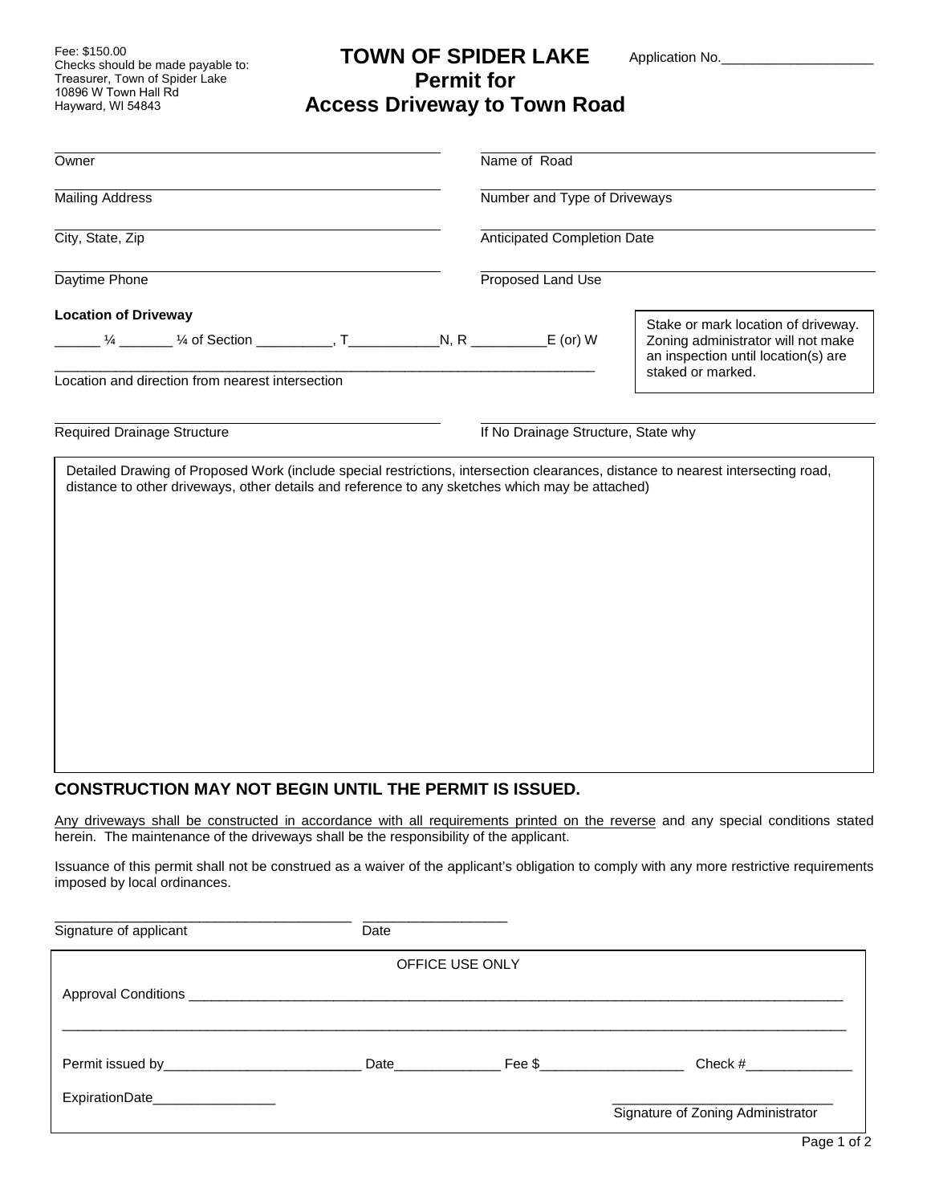Fee: $150.00
Checks should be made payable to:
Treasurer, Town of Spider Lake
10896 W Town Hall Rd
Hayward, WI 54843

# TOWN OF SPIDER LAKE
## Permit for
## Access Driveway to Town Road

Application No.____________________

Owner

Mailing Address

City, State, Zip

Daytime Phone

Name of Road

Number and Type of Driveways

Anticipated Completion Date

Proposed Land Use

**Location of Driveway**

______ ¼ _______ ¼ of Section __________, T____________N, R __________E (or) W

___________________________________________________________________________
Location and direction from nearest intersection

Stake or mark location of driveway. Zoning administrator will not make an inspection until location(s) are staked or marked.

Required Drainage Structure

If No Drainage Structure, State why

Detailed Drawing of Proposed Work (include special restrictions, intersection clearances, distance to nearest intersecting road, distance to other driveways, other details and reference to any sketches which may be attached)

### CONSTRUCTION MAY NOT BEGIN UNTIL THE PERMIT IS ISSUED.

Any driveways shall be constructed in accordance with all requirements printed on the reverse and any special conditions stated herein. The maintenance of the driveways shall be the responsibility of the applicant.

Issuance of this permit shall not be construed as a waiver of the applicant's obligation to comply with any more restrictive requirements imposed by local ordinances.

_______________________________________ ___________________
Signature of applicant Date

OFFICE USE ONLY

Approval Conditions ____________________________________________________________________________________________

______________________________________________________________________________________________________________

Permit issued by__________________________ Date______________ Fee $___________________ Check #______________

ExpirationDate________________

______________________________
Signature of Zoning Administrator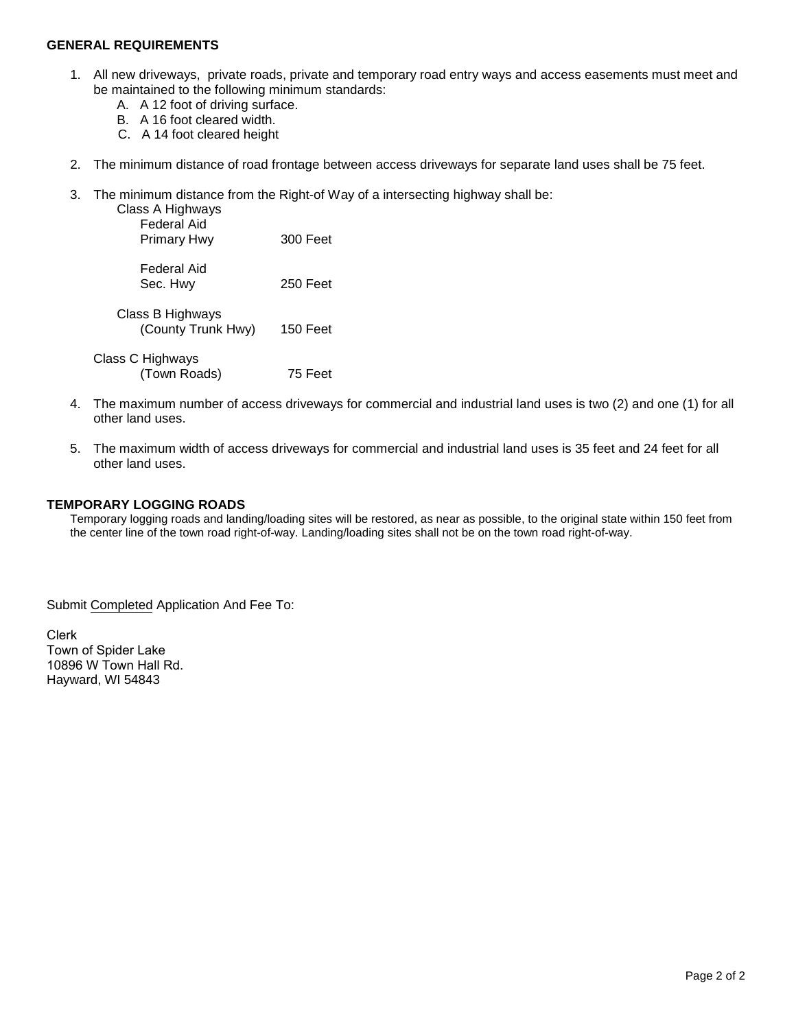## GENERAL REQUIREMENTS

1. All new driveways, private roads, private and temporary road entry ways and access easements must meet and be maintained to the following minimum standards:
   A. A 12 foot of driving surface.
   B. A 16 foot cleared width.
   C. A 14 foot cleared height

2. The minimum distance of road frontage between access driveways for separate land uses shall be 75 feet.

3. The minimum distance from the Right-of Way of a intersecting highway shall be:

| | |
|---|---|
| Class A Highways | |
| Federal Aid Primary Hwy | 300 Feet |
| Federal Aid Sec. Hwy | 250 Feet |
| Class B Highways (County Trunk Hwy) | 150 Feet |
| Class C Highways (Town Roads) | 75 Feet |

4. The maximum number of access driveways for commercial and industrial land uses is two (2) and one (1) for all other land uses.

5. The maximum width of access driveways for commercial and industrial land uses is 35 feet and 24 feet for all other land uses.

## TEMPORARY LOGGING ROADS

Temporary logging roads and landing/loading sites will be restored, as near as possible, to the original state within 150 feet from the center line of the town road right-of-way. Landing/loading sites shall not be on the town road right-of-way.

Submit Completed Application And Fee To:

Clerk
Town of Spider Lake
10896 W Town Hall Rd.
Hayward, WI 54843